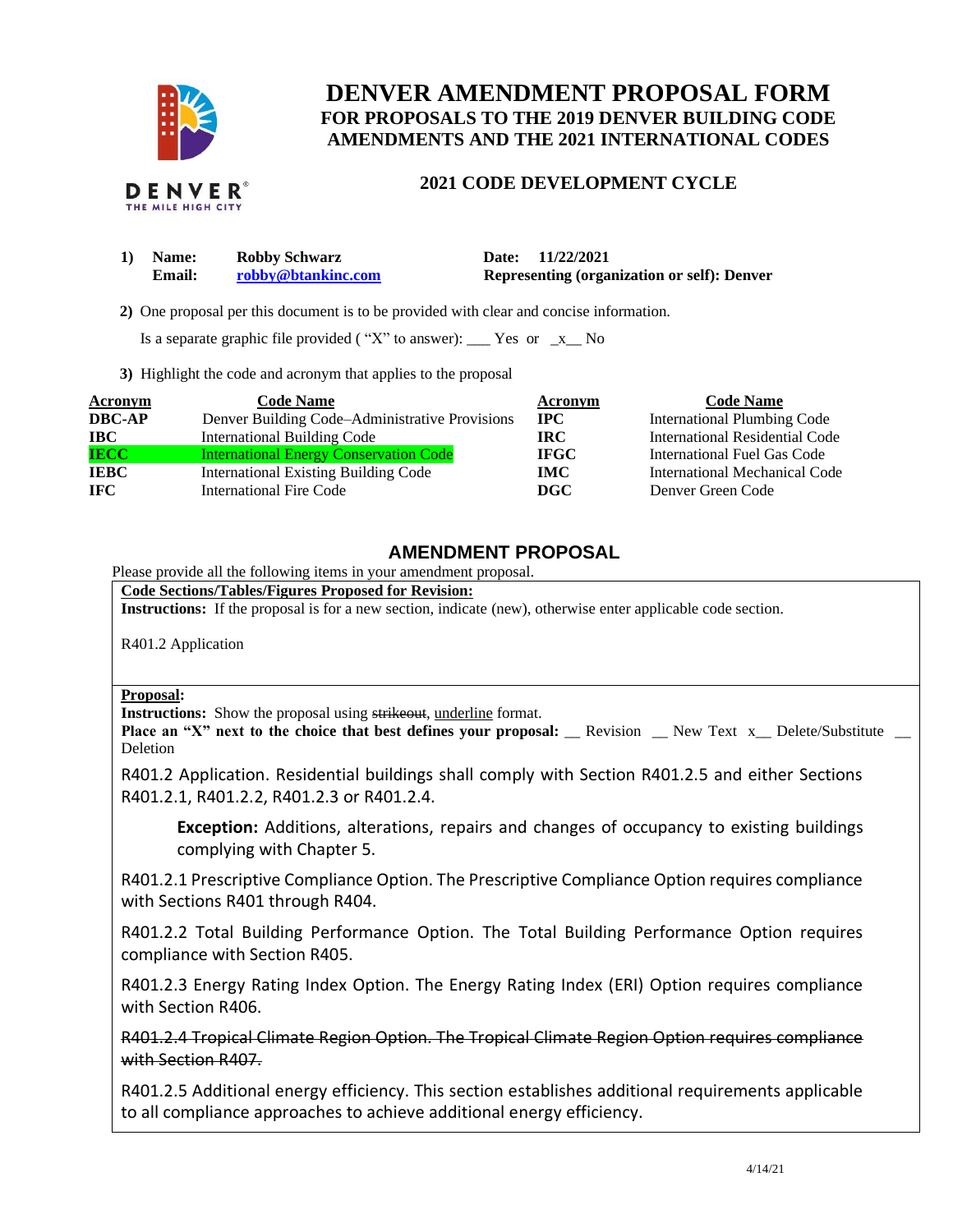# DENVER AMENDMENT PROPOSAL FORM

## FOR PROPOSALS TO THE 2019 DENVER BUILDING CODE AMENDMENTS AND THE 2021 INTERNATIONAL CODES

### 2021 CODE DEVELOPMENT CYCLE

1) **Name:** Robby Schwarz **Date:** 11/22/2021
**Email:** robby@btankinc.com **Representing (organization or self):** Denver

2) One proposal per this document is to be provided with clear and concise information.

Is a separate graphic file provided ( "X" to answer): ___ Yes or _x__ No

3) Highlight the code and acronym that applies to the proposal

| Acronym | Code Name | Acronym | Code Name |
|---|---|---|---|
| **DBC-AP** | Denver Building Code–Administrative Provisions | **IPC** | International Plumbing Code |
| **IBC** | International Building Code | **IRC** | International Residential Code |
| **IECC** | International Energy Conservation Code | **IFGC** | International Fuel Gas Code |
| **IEBC** | International Existing Building Code | **IMC** | International Mechanical Code |
| **IFC** | International Fire Code | **DGC** | Denver Green Code |

## AMENDMENT PROPOSAL

Please provide all the following items in your amendment proposal.

**Code Sections/Tables/Figures Proposed for Revision:**

**Instructions:** If the proposal is for a new section, indicate (new), otherwise enter applicable code section.

R401.2 Application

**Proposal:**

**Instructions:** Show the proposal using ~~strikeout~~, <u>underline</u> format.

**Place an "X" next to the choice that best defines your proposal:** __ Revision __ New Text x__ Delete/Substitute __ Deletion

R401.2 Application. Residential buildings shall comply with Section R401.2.5 and either Sections R401.2.1, R401.2.2, R401.2.3 or R401.2.4.

> **Exception:** Additions, alterations, repairs and changes of occupancy to existing buildings complying with Chapter 5.

R401.2.1 Prescriptive Compliance Option. The Prescriptive Compliance Option requires compliance with Sections R401 through R404.

R401.2.2 Total Building Performance Option. The Total Building Performance Option requires compliance with Section R405.

R401.2.3 Energy Rating Index Option. The Energy Rating Index (ERI) Option requires compliance with Section R406.

~~R401.2.4 Tropical Climate Region Option. The Tropical Climate Region Option requires compliance with Section R407.~~

R401.2.5 Additional energy efficiency. This section establishes additional requirements applicable to all compliance approaches to achieve additional energy efficiency.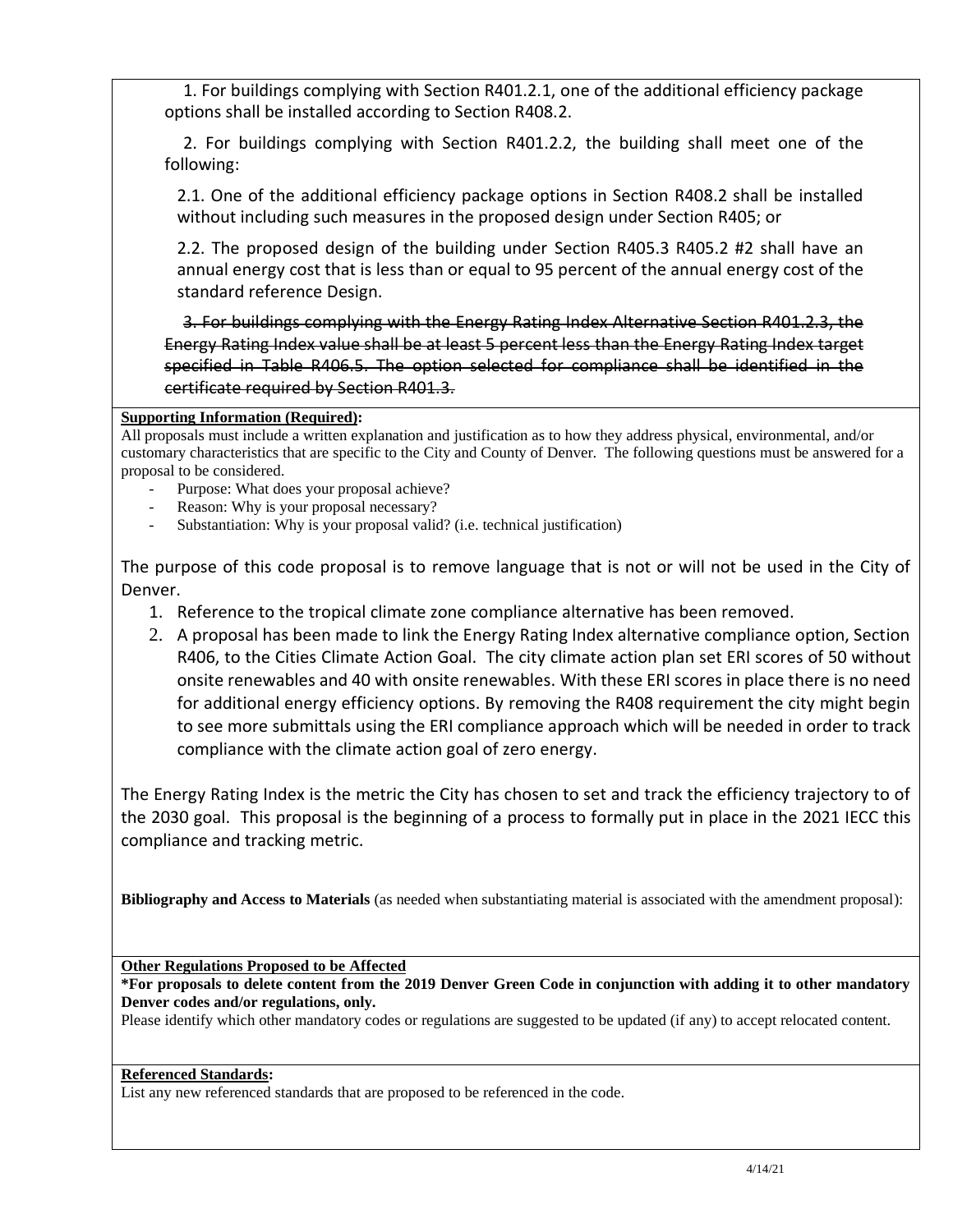1. For buildings complying with Section R401.2.1, one of the additional efficiency package options shall be installed according to Section R408.2.

2. For buildings complying with Section R401.2.2, the building shall meet one of the following:

2.1. One of the additional efficiency package options in Section R408.2 shall be installed without including such measures in the proposed design under Section R405; or

2.2. The proposed design of the building under Section R405.3 R405.2 #2 shall have an annual energy cost that is less than or equal to 95 percent of the annual energy cost of the standard reference Design.

~~3. For buildings complying with the Energy Rating Index Alternative Section R401.2.3, the Energy Rating Index value shall be at least 5 percent less than the Energy Rating Index target specified in Table R406.5. The option selected for compliance shall be identified in the certificate required by Section R401.3.~~

**Supporting Information (Required):**

All proposals must include a written explanation and justification as to how they address physical, environmental, and/or customary characteristics that are specific to the City and County of Denver. The following questions must be answered for a proposal to be considered.

- Purpose: What does your proposal achieve?
- Reason: Why is your proposal necessary?
- Substantiation: Why is your proposal valid? (i.e. technical justification)

The purpose of this code proposal is to remove language that is not or will not be used in the City of Denver.

1. Reference to the tropical climate zone compliance alternative has been removed.
2. A proposal has been made to link the Energy Rating Index alternative compliance option, Section R406, to the Cities Climate Action Goal. The city climate action plan set ERI scores of 50 without onsite renewables and 40 with onsite renewables. With these ERI scores in place there is no need for additional energy efficiency options. By removing the R408 requirement the city might begin to see more submittals using the ERI compliance approach which will be needed in order to track compliance with the climate action goal of zero energy.

The Energy Rating Index is the metric the City has chosen to set and track the efficiency trajectory to of the 2030 goal. This proposal is the beginning of a process to formally put in place in the 2021 IECC this compliance and tracking metric.

**Bibliography and Access to Materials** (as needed when substantiating material is associated with the amendment proposal):

**Other Regulations Proposed to be Affected**

**\*For proposals to delete content from the 2019 Denver Green Code in conjunction with adding it to other mandatory Denver codes and/or regulations, only.**

Please identify which other mandatory codes or regulations are suggested to be updated (if any) to accept relocated content.

**Referenced Standards:**

List any new referenced standards that are proposed to be referenced in the code.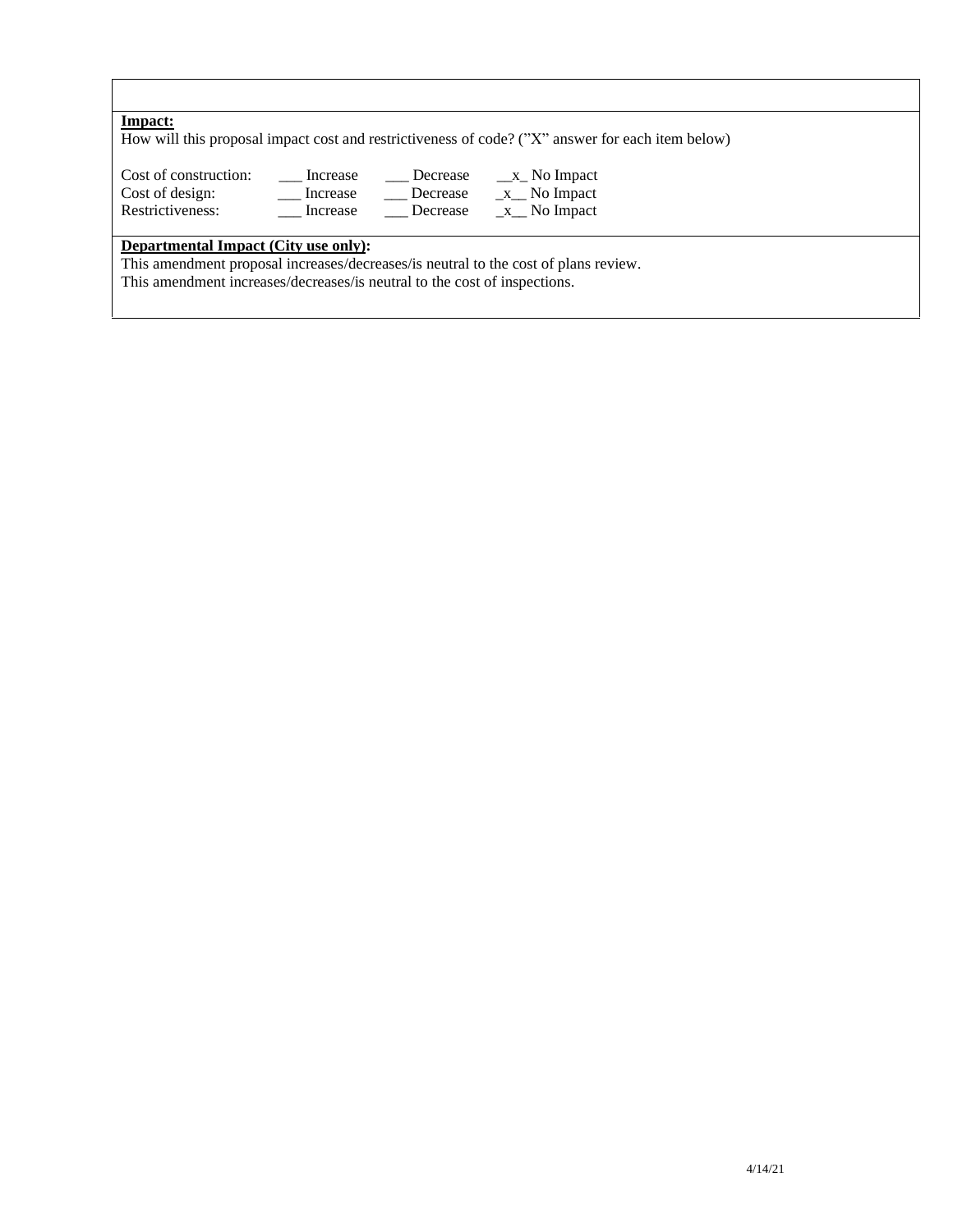**Impact:**

How will this proposal impact cost and restrictiveness of code? (”X” answer for each item below)

| | | | |
|---|---|---|---|
| Cost of construction: | ___ Increase | ___ Decrease | __x_ No Impact |
| Cost of design: | ___ Increase | ___ Decrease | _x__ No Impact |
| Restrictiveness: | ___ Increase | ___ Decrease | _x__ No Impact |

**Departmental Impact (City use only):**

This amendment proposal increases/decreases/is neutral to the cost of plans review.

This amendment increases/decreases/is neutral to the cost of inspections.

4/14/21